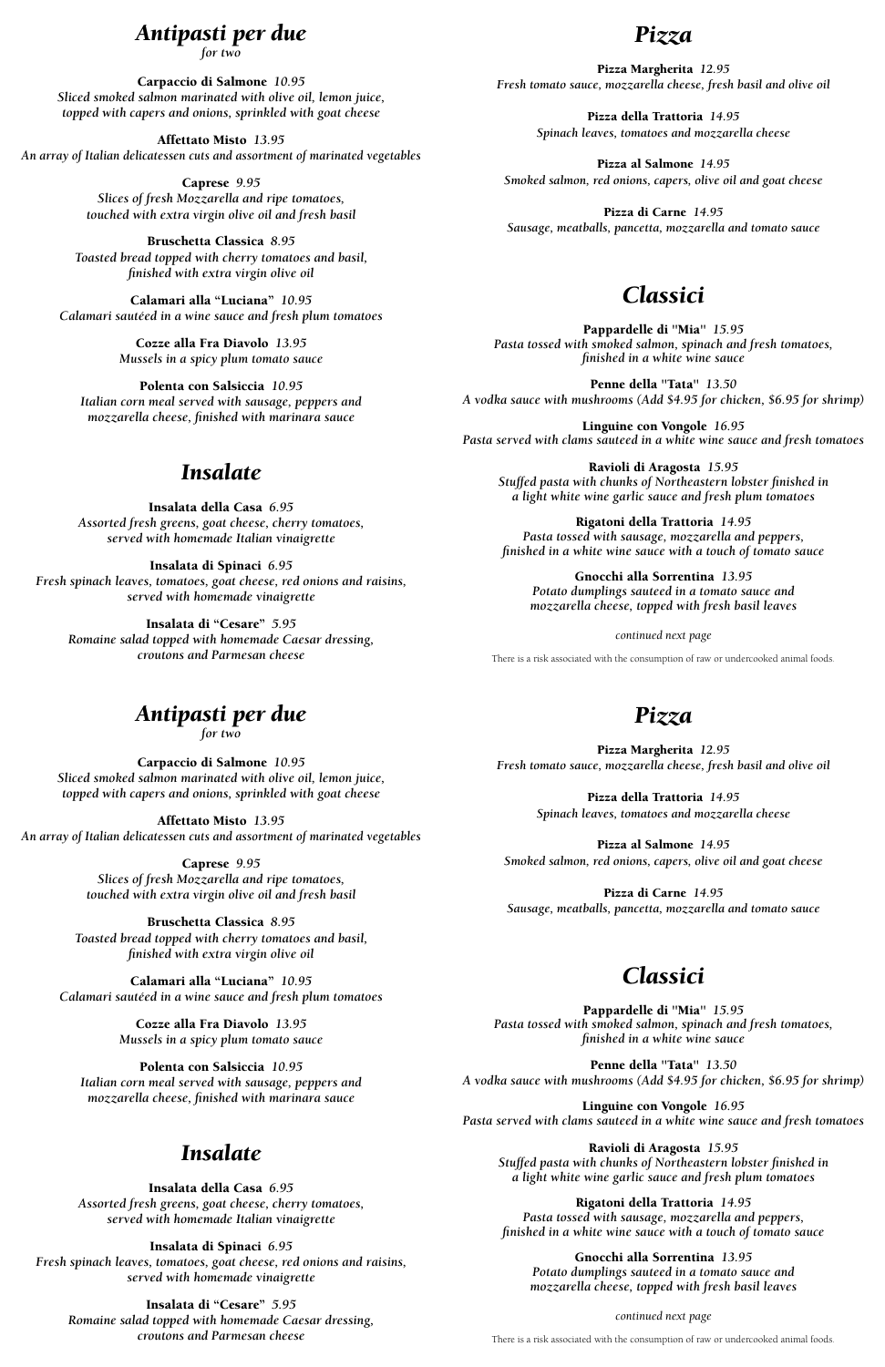# *Antipasti per due*

*for two*

**Carpaccio di Salmone** *10.95*
*Sliced smoked salmon marinated with olive oil, lemon juice, topped with capers and onions, sprinkled with goat cheese*

**Affettato Misto** *13.95*
*An array of Italian delicatessen cuts and assortment of marinated vegetables*

**Caprese** *9.95*
*Slices of fresh Mozzarella and ripe tomatoes, touched with extra virgin olive oil and fresh basil*

**Bruschetta Classica** *8.95*
*Toasted bread topped with cherry tomatoes and basil, finished with extra virgin olive oil*

**Calamari alla "Luciana"** *10.95*
*Calamari sautéed in a wine sauce and fresh plum tomatoes*

**Cozze alla Fra Diavolo** *13.95*
*Mussels in a spicy plum tomato sauce*

**Polenta con Salsiccia** *10.95*
*Italian corn meal served with sausage, peppers and mozzarella cheese, finished with marinara sauce*

# *Insalate*

**Insalata della Casa** *6.95*
*Assorted fresh greens, goat cheese, cherry tomatoes, served with homemade Italian vinaigrette*

**Insalata di Spinaci** *6.95*
*Fresh spinach leaves, tomatoes, goat cheese, red onions and raisins, served with homemade vinaigrette*

**Insalata di "Cesare"** *5.95*
*Romaine salad topped with homemade Caesar dressing, croutons and Parmesan cheese*

# *Pizza*

**Pizza Margherita** *12.95*
*Fresh tomato sauce, mozzarella cheese, fresh basil and olive oil*

**Pizza della Trattoria** *14.95*
*Spinach leaves, tomatoes and mozzarella cheese*

**Pizza al Salmone** *14.95*
*Smoked salmon, red onions, capers, olive oil and goat cheese*

**Pizza di Carne** *14.95*
*Sausage, meatballs, pancetta, mozzarella and tomato sauce*

# *Classici*

**Pappardelle di "Mia"** *15.95*
*Pasta tossed with smoked salmon, spinach and fresh tomatoes, finished in a white wine sauce*

**Penne della "Tata"** *13.50*
*A vodka sauce with mushrooms (Add $4.95 for chicken, $6.95 for shrimp)*

**Linguine con Vongole** *16.95*
*Pasta served with clams sauteed in a white wine sauce and fresh tomatoes*

**Ravioli di Aragosta** *15.95*
*Stuffed pasta with chunks of Northeastern lobster finished in a light white wine garlic sauce and fresh plum tomatoes*

**Rigatoni della Trattoria** *14.95*
*Pasta tossed with sausage, mozzarella and peppers, finished in a white wine sauce with a touch of tomato sauce*

**Gnocchi alla Sorrentina** *13.95*
*Potato dumplings sauteed in a tomato sauce and mozzarella cheese, topped with fresh basil leaves*

*continued next page*

There is a risk associated with the consumption of raw or undercooked animal foods.

# *Antipasti per due*

*for two*

**Carpaccio di Salmone** *10.95*
*Sliced smoked salmon marinated with olive oil, lemon juice, topped with capers and onions, sprinkled with goat cheese*

**Affettato Misto** *13.95*
*An array of Italian delicatessen cuts and assortment of marinated vegetables*

**Caprese** *9.95*
*Slices of fresh Mozzarella and ripe tomatoes, touched with extra virgin olive oil and fresh basil*

**Bruschetta Classica** *8.95*
*Toasted bread topped with cherry tomatoes and basil, finished with extra virgin olive oil*

**Calamari alla "Luciana"** *10.95*
*Calamari sautéed in a wine sauce and fresh plum tomatoes*

**Cozze alla Fra Diavolo** *13.95*
*Mussels in a spicy plum tomato sauce*

**Polenta con Salsiccia** *10.95*
*Italian corn meal served with sausage, peppers and mozzarella cheese, finished with marinara sauce*

# *Insalate*

**Insalata della Casa** *6.95*
*Assorted fresh greens, goat cheese, cherry tomatoes, served with homemade Italian vinaigrette*

**Insalata di Spinaci** *6.95*
*Fresh spinach leaves, tomatoes, goat cheese, red onions and raisins, served with homemade vinaigrette*

**Insalata di "Cesare"** *5.95*
*Romaine salad topped with homemade Caesar dressing, croutons and Parmesan cheese*

# *Pizza*

**Pizza Margherita** *12.95*
*Fresh tomato sauce, mozzarella cheese, fresh basil and olive oil*

**Pizza della Trattoria** *14.95*
*Spinach leaves, tomatoes and mozzarella cheese*

**Pizza al Salmone** *14.95*
*Smoked salmon, red onions, capers, olive oil and goat cheese*

**Pizza di Carne** *14.95*
*Sausage, meatballs, pancetta, mozzarella and tomato sauce*

# *Classici*

**Pappardelle di "Mia"** *15.95*
*Pasta tossed with smoked salmon, spinach and fresh tomatoes, finished in a white wine sauce*

**Penne della "Tata"** *13.50*
*A vodka sauce with mushrooms (Add $4.95 for chicken, $6.95 for shrimp)*

**Linguine con Vongole** *16.95*
*Pasta served with clams sauteed in a white wine sauce and fresh tomatoes*

**Ravioli di Aragosta** *15.95*
*Stuffed pasta with chunks of Northeastern lobster finished in a light white wine garlic sauce and fresh plum tomatoes*

**Rigatoni della Trattoria** *14.95*
*Pasta tossed with sausage, mozzarella and peppers, finished in a white wine sauce with a touch of tomato sauce*

**Gnocchi alla Sorrentina** *13.95*
*Potato dumplings sauteed in a tomato sauce and mozzarella cheese, topped with fresh basil leaves*

*continued next page*

There is a risk associated with the consumption of raw or undercooked animal foods.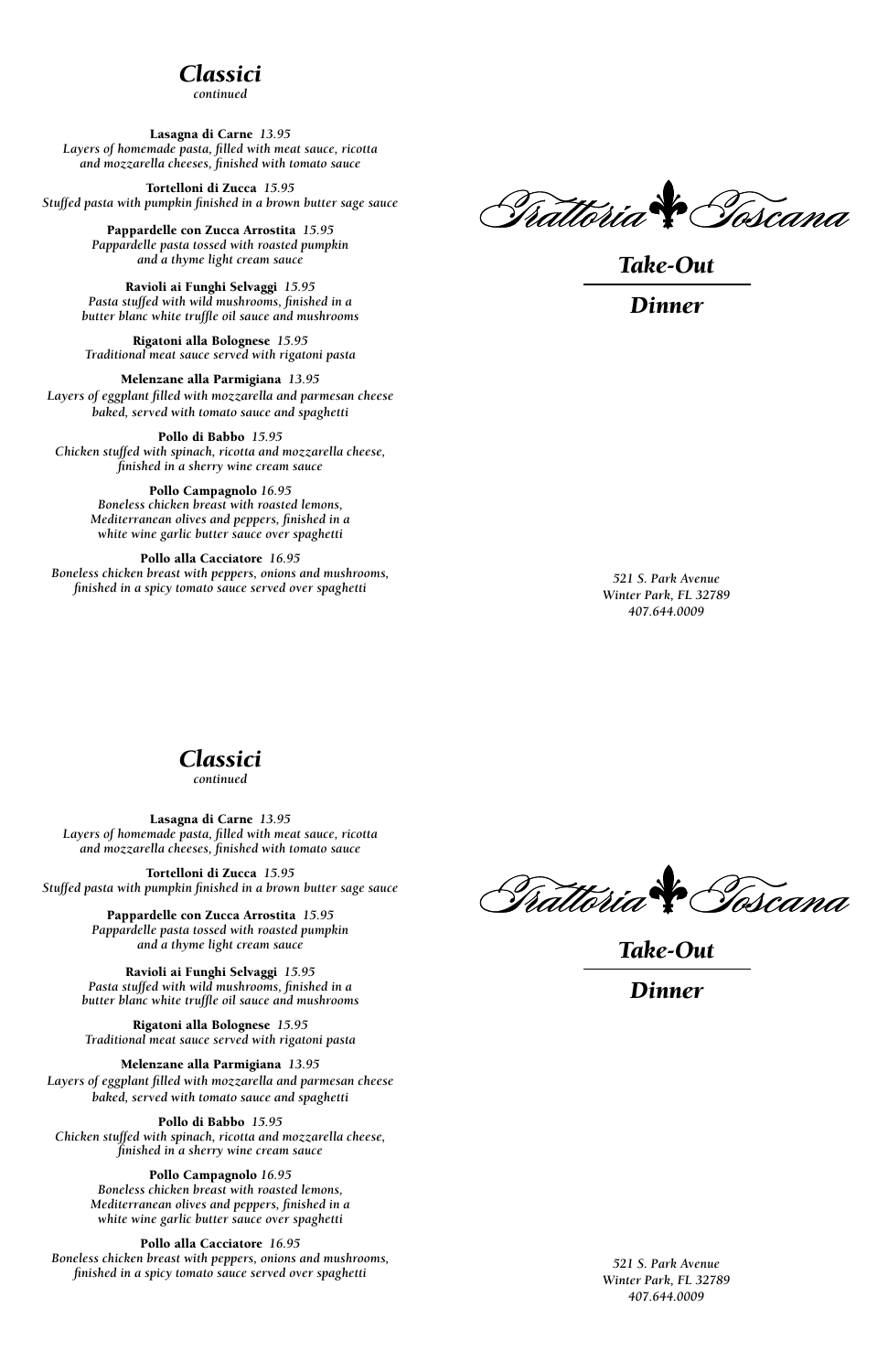## Classici

*continued*

**Lasagna di Carne** *13.95*
*Layers of homemade pasta, filled with meat sauce, ricotta and mozzarella cheeses, finished with tomato sauce*

**Tortelloni di Zucca** *15.95*
*Stuffed pasta with pumpkin finished in a brown butter sage sauce*

**Pappardelle con Zucca Arrostita** *15.95*
*Pappardelle pasta tossed with roasted pumpkin and a thyme light cream sauce*

**Ravioli ai Funghi Selvaggi** *15.95*
*Pasta stuffed with wild mushrooms, finished in a butter blanc white truffle oil sauce and mushrooms*

**Rigatoni alla Bolognese** *15.95*
*Traditional meat sauce served with rigatoni pasta*

**Melenzane alla Parmigiana** *13.95*
*Layers of eggplant filled with mozzarella and parmesan cheese baked, served with tomato sauce and spaghetti*

**Pollo di Babbo** *15.95*
*Chicken stuffed with spinach, ricotta and mozzarella cheese, finished in a sherry wine cream sauce*

**Pollo Campagnolo** *16.95*
*Boneless chicken breast with roasted lemons, Mediterranean olives and peppers, finished in a white wine garlic butter sauce over spaghetti*

**Pollo alla Cacciatore** *16.95*
*Boneless chicken breast with peppers, onions and mushrooms, finished in a spicy tomato sauce served over spaghetti*

# Trattoria Toscana

## Take-Out

## Dinner

*521 S. Park Avenue*
*Winter Park, FL 32789*
*407.644.0009*

## Classici

*continued*

**Lasagna di Carne** *13.95*
*Layers of homemade pasta, filled with meat sauce, ricotta and mozzarella cheeses, finished with tomato sauce*

**Tortelloni di Zucca** *15.95*
*Stuffed pasta with pumpkin finished in a brown butter sage sauce*

**Pappardelle con Zucca Arrostita** *15.95*
*Pappardelle pasta tossed with roasted pumpkin and a thyme light cream sauce*

**Ravioli ai Funghi Selvaggi** *15.95*
*Pasta stuffed with wild mushrooms, finished in a butter blanc white truffle oil sauce and mushrooms*

**Rigatoni alla Bolognese** *15.95*
*Traditional meat sauce served with rigatoni pasta*

**Melenzane alla Parmigiana** *13.95*
*Layers of eggplant filled with mozzarella and parmesan cheese baked, served with tomato sauce and spaghetti*

**Pollo di Babbo** *15.95*
*Chicken stuffed with spinach, ricotta and mozzarella cheese, finished in a sherry wine cream sauce*

**Pollo Campagnolo** *16.95*
*Boneless chicken breast with roasted lemons, Mediterranean olives and peppers, finished in a white wine garlic butter sauce over spaghetti*

**Pollo alla Cacciatore** *16.95*
*Boneless chicken breast with peppers, onions and mushrooms, finished in a spicy tomato sauce served over spaghetti*

# Trattoria Toscana

## Take-Out

## Dinner

*521 S. Park Avenue*
*Winter Park, FL 32789*
*407.644.0009*